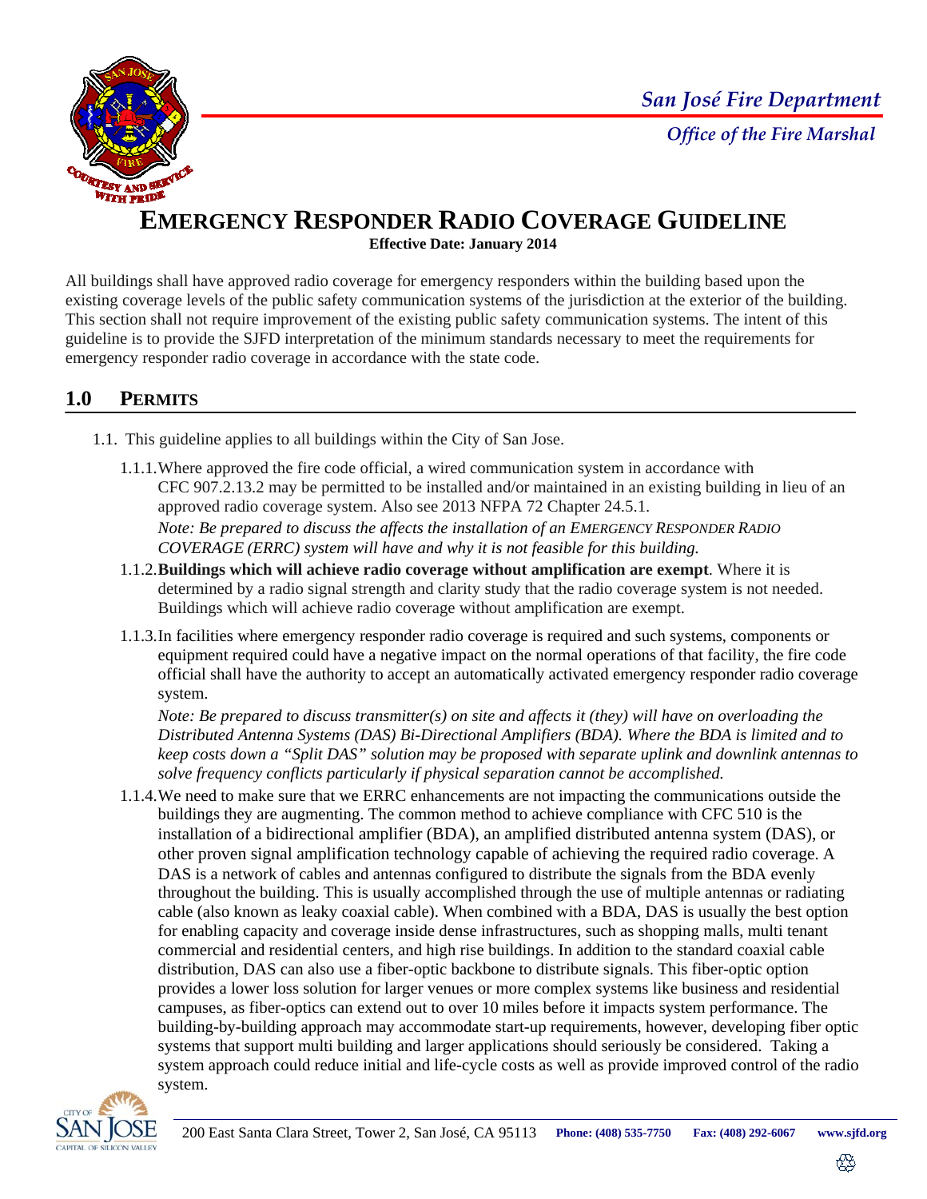San José Fire Department

Office of the Fire Marshal

# EMERGENCY RESPONDER RADIO COVERAGE GUIDELINE

**Effective Date: January 2014**

All buildings shall have approved radio coverage for emergency responders within the building based upon the existing coverage levels of the public safety communication systems of the jurisdiction at the exterior of the building. This section shall not require improvement of the existing public safety communication systems. The intent of this guideline is to provide the SJFD interpretation of the minimum standards necessary to meet the requirements for emergency responder radio coverage in accordance with the state code.

## 1.0 PERMITS

1.1. This guideline applies to all buildings within the City of San Jose.

1.1.1. Where approved the fire code official, a wired communication system in accordance with CFC 907.2.13.2 may be permitted to be installed and/or maintained in an existing building in lieu of an approved radio coverage system. Also see 2013 NFPA 72 Chapter 24.5.1.
*Note: Be prepared to discuss the affects the installation of an EMERGENCY RESPONDER RADIO COVERAGE (ERRC) system will have and why it is not feasible for this building.*

1.1.2. **Buildings which will achieve radio coverage without amplification are exempt**. Where it is determined by a radio signal strength and clarity study that the radio coverage system is not needed. Buildings which will achieve radio coverage without amplification are exempt.

1.1.3. In facilities where emergency responder radio coverage is required and such systems, components or equipment required could have a negative impact on the normal operations of that facility, the fire code official shall have the authority to accept an automatically activated emergency responder radio coverage system.
*Note: Be prepared to discuss transmitter(s) on site and affects it (they) will have on overloading the Distributed Antenna Systems (DAS) Bi-Directional Amplifiers (BDA). Where the BDA is limited and to keep costs down a "Split DAS" solution may be proposed with separate uplink and downlink antennas to solve frequency conflicts particularly if physical separation cannot be accomplished.*

1.1.4. We need to make sure that we ERRC enhancements are not impacting the communications outside the buildings they are augmenting. The common method to achieve compliance with CFC 510 is the installation of a bidirectional amplifier (BDA), an amplified distributed antenna system (DAS), or other proven signal amplification technology capable of achieving the required radio coverage. A DAS is a network of cables and antennas configured to distribute the signals from the BDA evenly throughout the building. This is usually accomplished through the use of multiple antennas or radiating cable (also known as leaky coaxial cable). When combined with a BDA, DAS is usually the best option for enabling capacity and coverage inside dense infrastructures, such as shopping malls, multi tenant commercial and residential centers, and high rise buildings. In addition to the standard coaxial cable distribution, DAS can also use a fiber-optic backbone to distribute signals. This fiber-optic option provides a lower loss solution for larger venues or more complex systems like business and residential campuses, as fiber-optics can extend out to over 10 miles before it impacts system performance. The building-by-building approach may accommodate start-up requirements, however, developing fiber optic systems that support multi building and larger applications should seriously be considered. Taking a system approach could reduce initial and life-cycle costs as well as provide improved control of the radio system.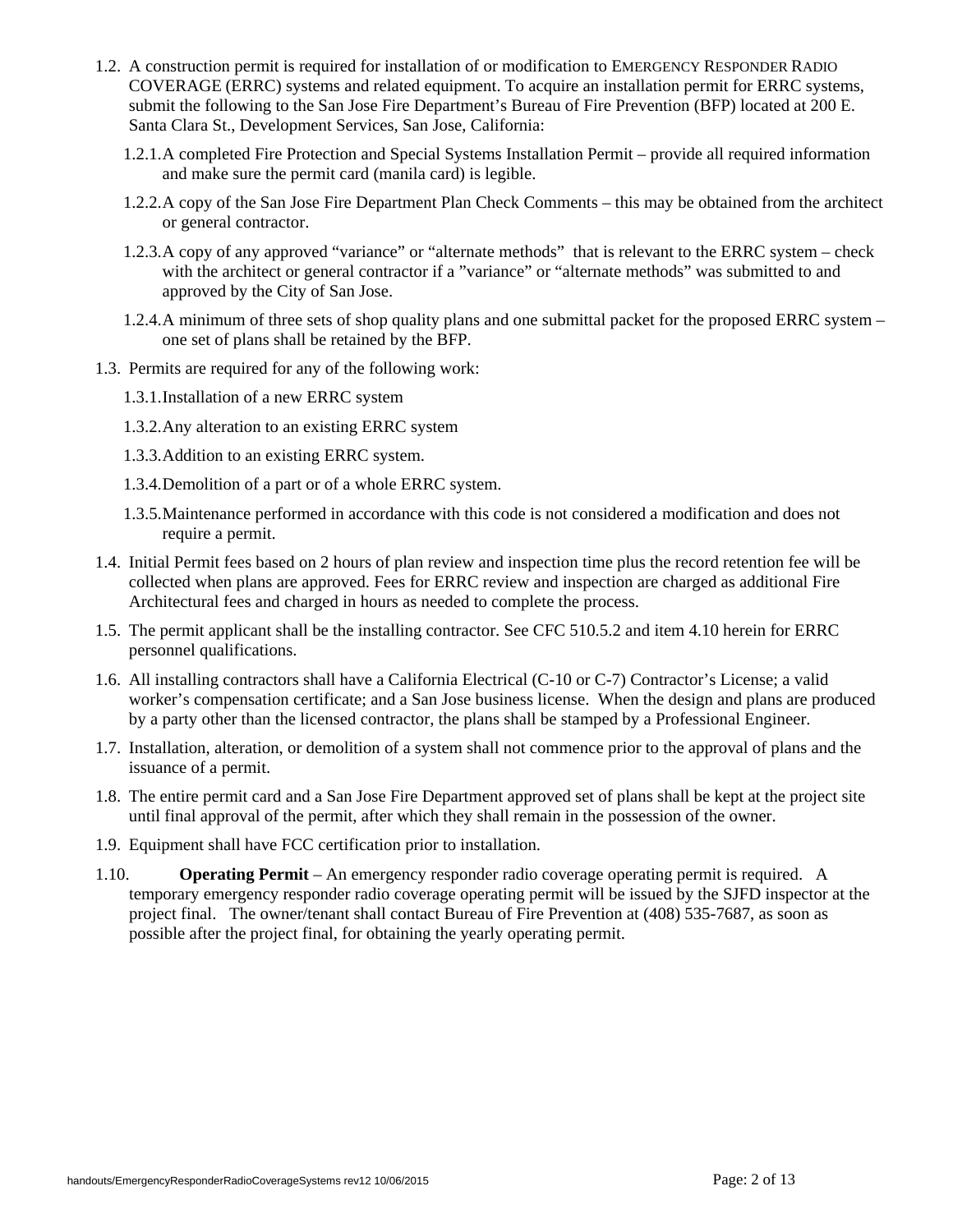1.2. A construction permit is required for installation of or modification to EMERGENCY RESPONDER RADIO COVERAGE (ERRC) systems and related equipment. To acquire an installation permit for ERRC systems, submit the following to the San Jose Fire Department's Bureau of Fire Prevention (BFP) located at 200 E. Santa Clara St., Development Services, San Jose, California:

   1.2.1. A completed Fire Protection and Special Systems Installation Permit – provide all required information and make sure the permit card (manila card) is legible.

   1.2.2. A copy of the San Jose Fire Department Plan Check Comments – this may be obtained from the architect or general contractor.

   1.2.3. A copy of any approved "variance" or "alternate methods" that is relevant to the ERRC system – check with the architect or general contractor if a "variance" or "alternate methods" was submitted to and approved by the City of San Jose.

   1.2.4. A minimum of three sets of shop quality plans and one submittal packet for the proposed ERRC system – one set of plans shall be retained by the BFP.

1.3. Permits are required for any of the following work:

   1.3.1. Installation of a new ERRC system

   1.3.2. Any alteration to an existing ERRC system

   1.3.3. Addition to an existing ERRC system.

   1.3.4. Demolition of a part or of a whole ERRC system.

   1.3.5. Maintenance performed in accordance with this code is not considered a modification and does not require a permit.

1.4. Initial Permit fees based on 2 hours of plan review and inspection time plus the record retention fee will be collected when plans are approved. Fees for ERRC review and inspection are charged as additional Fire Architectural fees and charged in hours as needed to complete the process.

1.5. The permit applicant shall be the installing contractor. See CFC 510.5.2 and item 4.10 herein for ERRC personnel qualifications.

1.6. All installing contractors shall have a California Electrical (C-10 or C-7) Contractor's License; a valid worker's compensation certificate; and a San Jose business license. When the design and plans are produced by a party other than the licensed contractor, the plans shall be stamped by a Professional Engineer.

1.7. Installation, alteration, or demolition of a system shall not commence prior to the approval of plans and the issuance of a permit.

1.8. The entire permit card and a San Jose Fire Department approved set of plans shall be kept at the project site until final approval of the permit, after which they shall remain in the possession of the owner.

1.9. Equipment shall have FCC certification prior to installation.

1.10. **Operating Permit** – An emergency responder radio coverage operating permit is required. A temporary emergency responder radio coverage operating permit will be issued by the SJFD inspector at the project final. The owner/tenant shall contact Bureau of Fire Prevention at (408) 535-7687, as soon as possible after the project final, for obtaining the yearly operating permit.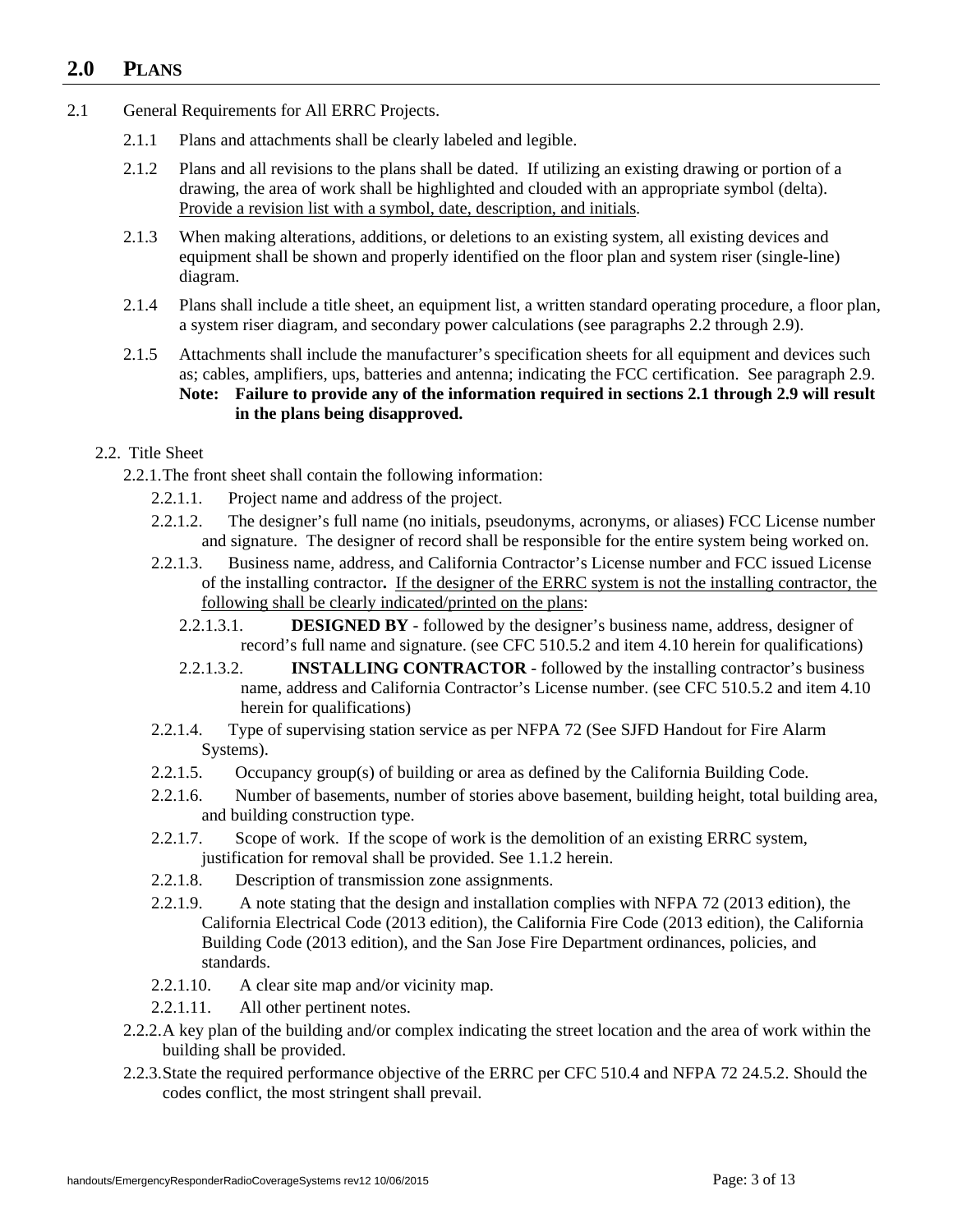## 2.0 PLANS

2.1 General Requirements for All ERRC Projects.

2.1.1 Plans and attachments shall be clearly labeled and legible.

2.1.2 Plans and all revisions to the plans shall be dated. If utilizing an existing drawing or portion of a drawing, the area of work shall be highlighted and clouded with an appropriate symbol (delta). <u>Provide a revision list with a symbol, date, description, and initials</u>.

2.1.3 When making alterations, additions, or deletions to an existing system, all existing devices and equipment shall be shown and properly identified on the floor plan and system riser (single-line) diagram.

2.1.4 Plans shall include a title sheet, an equipment list, a written standard operating procedure, a floor plan, a system riser diagram, and secondary power calculations (see paragraphs 2.2 through 2.9).

2.1.5 Attachments shall include the manufacturer's specification sheets for all equipment and devices such as; cables, amplifiers, ups, batteries and antenna; indicating the FCC certification. See paragraph 2.9.
**Note: Failure to provide any of the information required in sections 2.1 through 2.9 will result in the plans being disapproved.**

2.2. Title Sheet

2.2.1. The front sheet shall contain the following information:

2.2.1.1. Project name and address of the project.

2.2.1.2. The designer's full name (no initials, pseudonyms, acronyms, or aliases) FCC License number and signature. The designer of record shall be responsible for the entire system being worked on.

2.2.1.3. Business name, address, and California Contractor's License number and FCC issued License of the installing contractor**.** <u>If the designer of the ERRC system is not the installing contractor, the following shall be clearly indicated/printed on the plans</u>:

2.2.1.3.1. **DESIGNED BY** - followed by the designer's business name, address, designer of record's full name and signature. (see CFC 510.5.2 and item 4.10 herein for qualifications)

2.2.1.3.2. **INSTALLING CONTRACTOR** - followed by the installing contractor's business name, address and California Contractor's License number. (see CFC 510.5.2 and item 4.10 herein for qualifications)

2.2.1.4. Type of supervising station service as per NFPA 72 (See SJFD Handout for Fire Alarm Systems).

2.2.1.5. Occupancy group(s) of building or area as defined by the California Building Code.

2.2.1.6. Number of basements, number of stories above basement, building height, total building area, and building construction type.

2.2.1.7. Scope of work. If the scope of work is the demolition of an existing ERRC system, justification for removal shall be provided. See 1.1.2 herein.

2.2.1.8. Description of transmission zone assignments.

2.2.1.9. A note stating that the design and installation complies with NFPA 72 (2013 edition), the California Electrical Code (2013 edition), the California Fire Code (2013 edition), the California Building Code (2013 edition), and the San Jose Fire Department ordinances, policies, and standards.

2.2.1.10. A clear site map and/or vicinity map.

2.2.1.11. All other pertinent notes.

2.2.2. A key plan of the building and/or complex indicating the street location and the area of work within the building shall be provided.

2.2.3. State the required performance objective of the ERRC per CFC 510.4 and NFPA 72 24.5.2. Should the codes conflict, the most stringent shall prevail.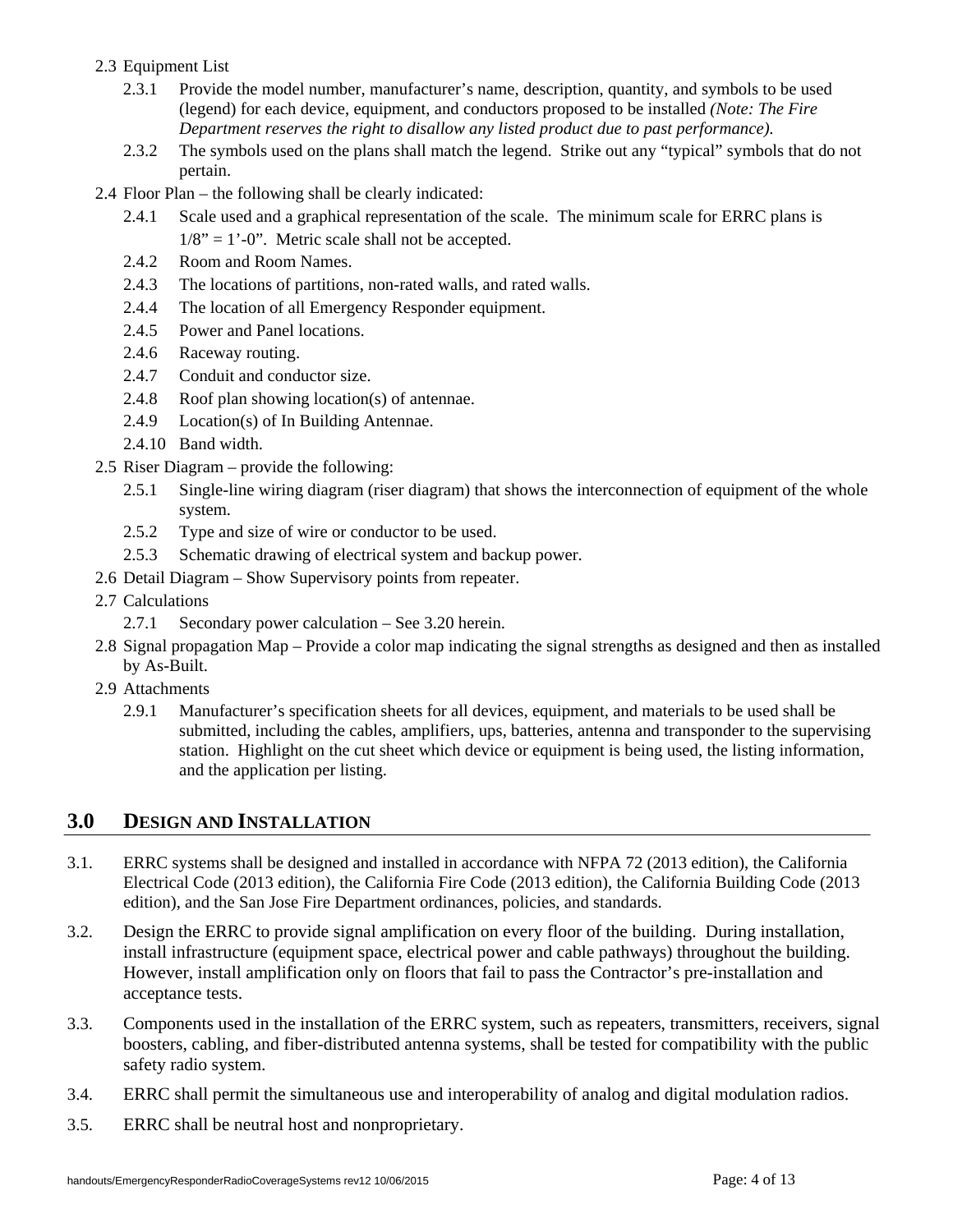- 2.3 Equipment List
  - 2.3.1 Provide the model number, manufacturer's name, description, quantity, and symbols to be used (legend) for each device, equipment, and conductors proposed to be installed *(Note: The Fire Department reserves the right to disallow any listed product due to past performance).*
  - 2.3.2 The symbols used on the plans shall match the legend. Strike out any "typical" symbols that do not pertain.
- 2.4 Floor Plan – the following shall be clearly indicated:
  - 2.4.1 Scale used and a graphical representation of the scale. The minimum scale for ERRC plans is 1/8" = 1'-0". Metric scale shall not be accepted.
  - 2.4.2 Room and Room Names.
  - 2.4.3 The locations of partitions, non-rated walls, and rated walls.
  - 2.4.4 The location of all Emergency Responder equipment.
  - 2.4.5 Power and Panel locations.
  - 2.4.6 Raceway routing.
  - 2.4.7 Conduit and conductor size.
  - 2.4.8 Roof plan showing location(s) of antennae.
  - 2.4.9 Location(s) of In Building Antennae.
  - 2.4.10 Band width.
- 2.5 Riser Diagram – provide the following:
  - 2.5.1 Single-line wiring diagram (riser diagram) that shows the interconnection of equipment of the whole system.
  - 2.5.2 Type and size of wire or conductor to be used.
  - 2.5.3 Schematic drawing of electrical system and backup power.
- 2.6 Detail Diagram – Show Supervisory points from repeater.
- 2.7 Calculations
  - 2.7.1 Secondary power calculation – See 3.20 herein.
- 2.8 Signal propagation Map – Provide a color map indicating the signal strengths as designed and then as installed by As-Built.
- 2.9 Attachments
  - 2.9.1 Manufacturer's specification sheets for all devices, equipment, and materials to be used shall be submitted, including the cables, amplifiers, ups, batteries, antenna and transponder to the supervising station. Highlight on the cut sheet which device or equipment is being used, the listing information, and the application per listing.

## 3.0 DESIGN AND INSTALLATION

3.1. ERRC systems shall be designed and installed in accordance with NFPA 72 (2013 edition), the California Electrical Code (2013 edition), the California Fire Code (2013 edition), the California Building Code (2013 edition), and the San Jose Fire Department ordinances, policies, and standards.

3.2. Design the ERRC to provide signal amplification on every floor of the building. During installation, install infrastructure (equipment space, electrical power and cable pathways) throughout the building. However, install amplification only on floors that fail to pass the Contractor's pre-installation and acceptance tests.

3.3. Components used in the installation of the ERRC system, such as repeaters, transmitters, receivers, signal boosters, cabling, and fiber-distributed antenna systems, shall be tested for compatibility with the public safety radio system.

3.4. ERRC shall permit the simultaneous use and interoperability of analog and digital modulation radios.

3.5. ERRC shall be neutral host and nonproprietary.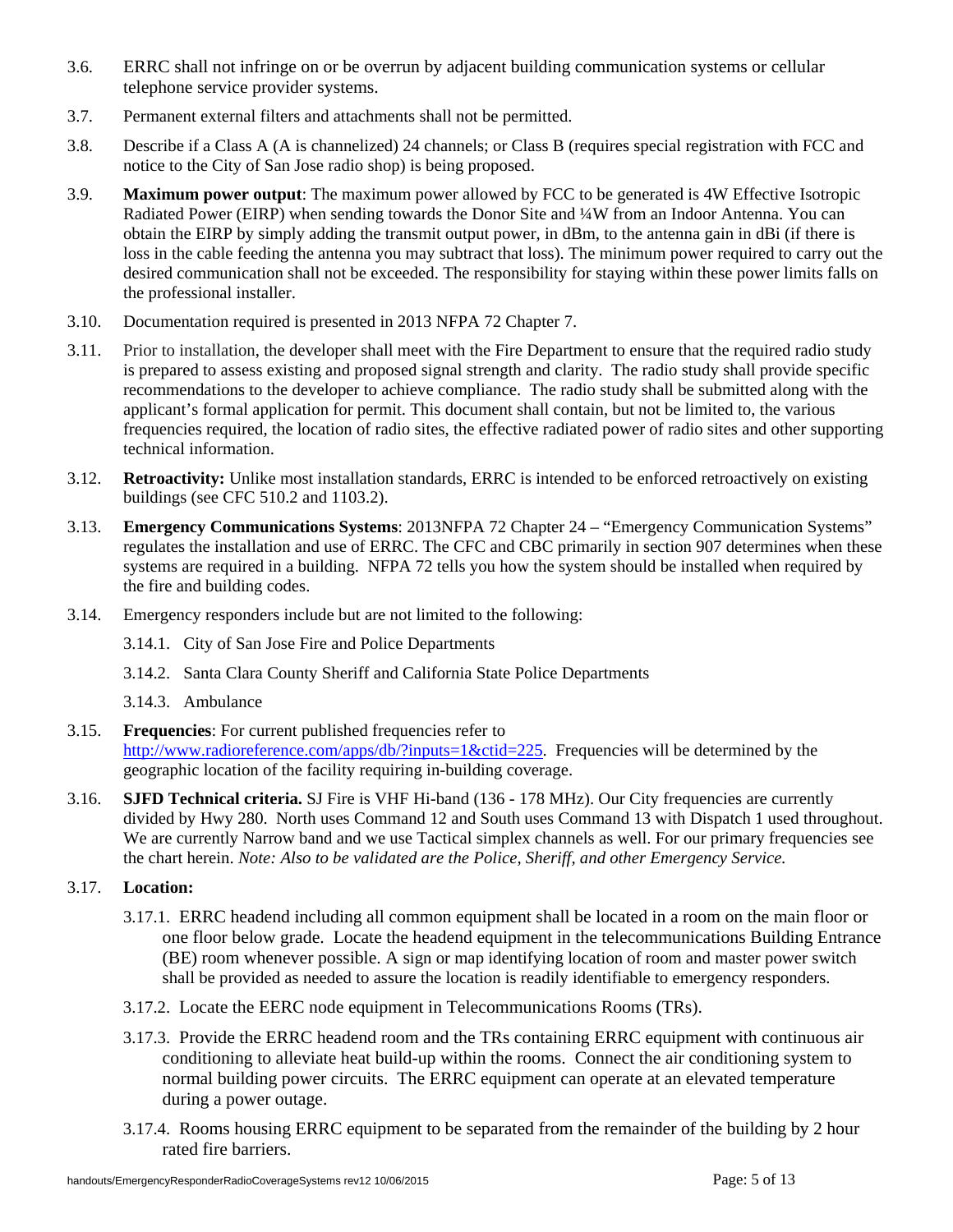3.6. ERRC shall not infringe on or be overrun by adjacent building communication systems or cellular telephone service provider systems.

3.7. Permanent external filters and attachments shall not be permitted.

3.8. Describe if a Class A (A is channelized) 24 channels; or Class B (requires special registration with FCC and notice to the City of San Jose radio shop) is being proposed.

3.9. **Maximum power output**: The maximum power allowed by FCC to be generated is 4W Effective Isotropic Radiated Power (EIRP) when sending towards the Donor Site and ¼W from an Indoor Antenna. You can obtain the EIRP by simply adding the transmit output power, in dBm, to the antenna gain in dBi (if there is loss in the cable feeding the antenna you may subtract that loss). The minimum power required to carry out the desired communication shall not be exceeded. The responsibility for staying within these power limits falls on the professional installer.

3.10. Documentation required is presented in 2013 NFPA 72 Chapter 7.

3.11. Prior to installation, the developer shall meet with the Fire Department to ensure that the required radio study is prepared to assess existing and proposed signal strength and clarity. The radio study shall provide specific recommendations to the developer to achieve compliance. The radio study shall be submitted along with the applicant's formal application for permit. This document shall contain, but not be limited to, the various frequencies required, the location of radio sites, the effective radiated power of radio sites and other supporting technical information.

3.12. **Retroactivity:** Unlike most installation standards, ERRC is intended to be enforced retroactively on existing buildings (see CFC 510.2 and 1103.2).

3.13. **Emergency Communications Systems**: 2013NFPA 72 Chapter 24 – "Emergency Communication Systems" regulates the installation and use of ERRC. The CFC and CBC primarily in section 907 determines when these systems are required in a building. NFPA 72 tells you how the system should be installed when required by the fire and building codes.

3.14. Emergency responders include but are not limited to the following:

  3.14.1. City of San Jose Fire and Police Departments

  3.14.2. Santa Clara County Sheriff and California State Police Departments

  3.14.3. Ambulance

3.15. **Frequencies**: For current published frequencies refer to http://www.radioreference.com/apps/db/?inputs=1&ctid=225. Frequencies will be determined by the geographic location of the facility requiring in-building coverage.

3.16. **SJFD Technical criteria.** SJ Fire is VHF Hi-band (136 - 178 MHz). Our City frequencies are currently divided by Hwy 280. North uses Command 12 and South uses Command 13 with Dispatch 1 used throughout. We are currently Narrow band and we use Tactical simplex channels as well. For our primary frequencies see the chart herein. *Note: Also to be validated are the Police, Sheriff, and other Emergency Service.*

3.17. **Location:**

  3.17.1. ERRC headend including all common equipment shall be located in a room on the main floor or one floor below grade. Locate the headend equipment in the telecommunications Building Entrance (BE) room whenever possible. A sign or map identifying location of room and master power switch shall be provided as needed to assure the location is readily identifiable to emergency responders.

  3.17.2. Locate the EERC node equipment in Telecommunications Rooms (TRs).

  3.17.3. Provide the ERRC headend room and the TRs containing ERRC equipment with continuous air conditioning to alleviate heat build-up within the rooms. Connect the air conditioning system to normal building power circuits. The ERRC equipment can operate at an elevated temperature during a power outage.

  3.17.4. Rooms housing ERRC equipment to be separated from the remainder of the building by 2 hour rated fire barriers.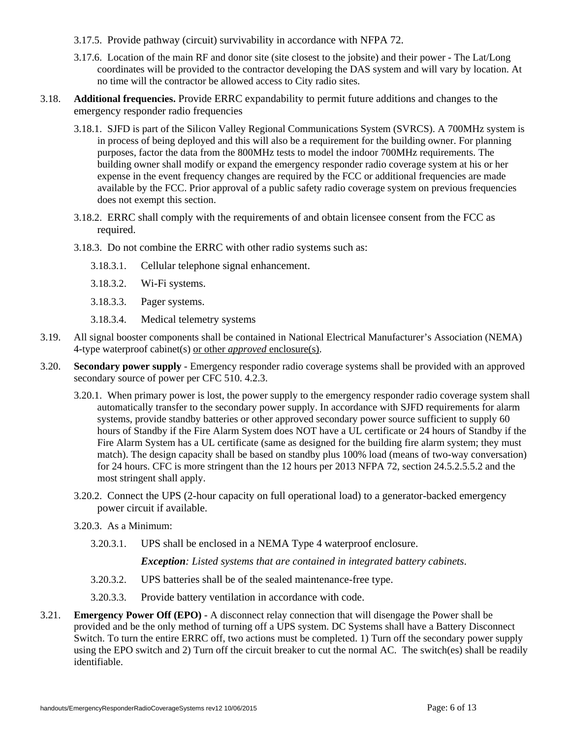3.17.5. Provide pathway (circuit) survivability in accordance with NFPA 72.

3.17.6. Location of the main RF and donor site (site closest to the jobsite) and their power - The Lat/Long coordinates will be provided to the contractor developing the DAS system and will vary by location. At no time will the contractor be allowed access to City radio sites.

3.18. **Additional frequencies.** Provide ERRC expandability to permit future additions and changes to the emergency responder radio frequencies

3.18.1. SJFD is part of the Silicon Valley Regional Communications System (SVRCS). A 700MHz system is in process of being deployed and this will also be a requirement for the building owner. For planning purposes, factor the data from the 800MHz tests to model the indoor 700MHz requirements. The building owner shall modify or expand the emergency responder radio coverage system at his or her expense in the event frequency changes are required by the FCC or additional frequencies are made available by the FCC. Prior approval of a public safety radio coverage system on previous frequencies does not exempt this section.

3.18.2. ERRC shall comply with the requirements of and obtain licensee consent from the FCC as required.

3.18.3. Do not combine the ERRC with other radio systems such as:

3.18.3.1. Cellular telephone signal enhancement.

3.18.3.2. Wi-Fi systems.

3.18.3.3. Pager systems.

3.18.3.4. Medical telemetry systems

3.19. All signal booster components shall be contained in National Electrical Manufacturer's Association (NEMA) 4-type waterproof cabinet(s) or other *approved* enclosure(s).

3.20. **Secondary power supply** - Emergency responder radio coverage systems shall be provided with an approved secondary source of power per CFC 510. 4.2.3.

3.20.1. When primary power is lost, the power supply to the emergency responder radio coverage system shall automatically transfer to the secondary power supply. In accordance with SJFD requirements for alarm systems, provide standby batteries or other approved secondary power source sufficient to supply 60 hours of Standby if the Fire Alarm System does NOT have a UL certificate or 24 hours of Standby if the Fire Alarm System has a UL certificate (same as designed for the building fire alarm system; they must match). The design capacity shall be based on standby plus 100% load (means of two-way conversation) for 24 hours. CFC is more stringent than the 12 hours per 2013 NFPA 72, section 24.5.2.5.5.2 and the most stringent shall apply.

3.20.2. Connect the UPS (2-hour capacity on full operational load) to a generator-backed emergency power circuit if available.

3.20.3. As a Minimum:

3.20.3.1. UPS shall be enclosed in a NEMA Type 4 waterproof enclosure.

***Exception****: Listed systems that are contained in integrated battery cabinets.*

3.20.3.2. UPS batteries shall be of the sealed maintenance-free type.

3.20.3.3. Provide battery ventilation in accordance with code.

3.21. **Emergency Power Off (EPO)** - A disconnect relay connection that will disengage the Power shall be provided and be the only method of turning off a UPS system. DC Systems shall have a Battery Disconnect Switch. To turn the entire ERRC off, two actions must be completed. 1) Turn off the secondary power supply using the EPO switch and 2) Turn off the circuit breaker to cut the normal AC. The switch(es) shall be readily identifiable.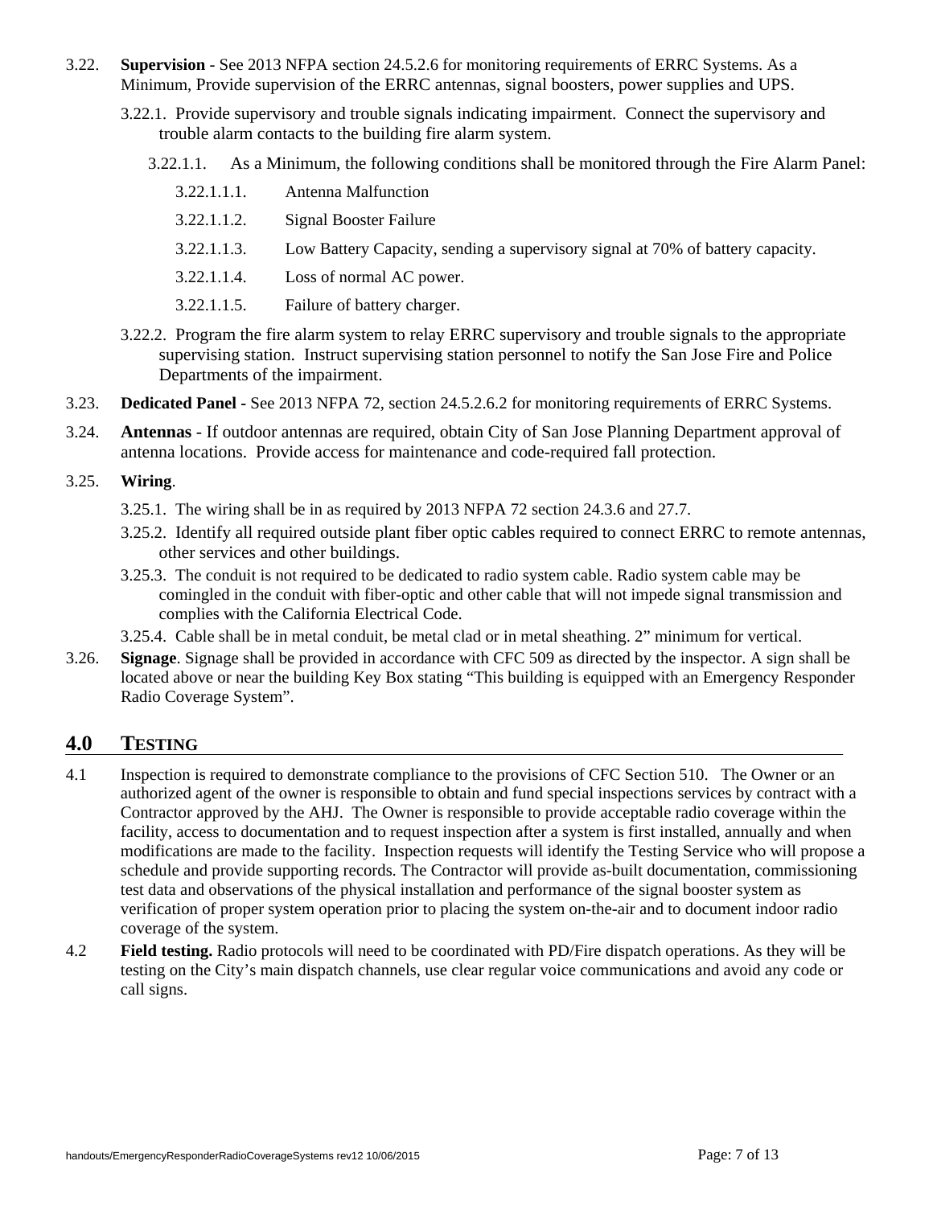3.22. **Supervision** - See 2013 NFPA section 24.5.2.6 for monitoring requirements of ERRC Systems. As a Minimum, Provide supervision of the ERRC antennas, signal boosters, power supplies and UPS.

3.22.1. Provide supervisory and trouble signals indicating impairment. Connect the supervisory and trouble alarm contacts to the building fire alarm system.

3.22.1.1. As a Minimum, the following conditions shall be monitored through the Fire Alarm Panel:

3.22.1.1.1. Antenna Malfunction

3.22.1.1.2. Signal Booster Failure

3.22.1.1.3. Low Battery Capacity, sending a supervisory signal at 70% of battery capacity.

3.22.1.1.4. Loss of normal AC power.

3.22.1.1.5. Failure of battery charger.

3.22.2. Program the fire alarm system to relay ERRC supervisory and trouble signals to the appropriate supervising station. Instruct supervising station personnel to notify the San Jose Fire and Police Departments of the impairment.

3.23. **Dedicated Panel** - See 2013 NFPA 72, section 24.5.2.6.2 for monitoring requirements of ERRC Systems.

3.24. **Antennas** - If outdoor antennas are required, obtain City of San Jose Planning Department approval of antenna locations. Provide access for maintenance and code-required fall protection.

3.25. **Wiring**.

3.25.1. The wiring shall be in as required by 2013 NFPA 72 section 24.3.6 and 27.7.

3.25.2. Identify all required outside plant fiber optic cables required to connect ERRC to remote antennas, other services and other buildings.

3.25.3. The conduit is not required to be dedicated to radio system cable. Radio system cable may be comingled in the conduit with fiber-optic and other cable that will not impede signal transmission and complies with the California Electrical Code.

3.25.4. Cable shall be in metal conduit, be metal clad or in metal sheathing. 2" minimum for vertical.

3.26. **Signage**. Signage shall be provided in accordance with CFC 509 as directed by the inspector. A sign shall be located above or near the building Key Box stating "This building is equipped with an Emergency Responder Radio Coverage System".

## 4.0 TESTING

4.1 Inspection is required to demonstrate compliance to the provisions of CFC Section 510. The Owner or an authorized agent of the owner is responsible to obtain and fund special inspections services by contract with a Contractor approved by the AHJ. The Owner is responsible to provide acceptable radio coverage within the facility, access to documentation and to request inspection after a system is first installed, annually and when modifications are made to the facility. Inspection requests will identify the Testing Service who will propose a schedule and provide supporting records. The Contractor will provide as-built documentation, commissioning test data and observations of the physical installation and performance of the signal booster system as verification of proper system operation prior to placing the system on-the-air and to document indoor radio coverage of the system.

4.2 **Field testing.** Radio protocols will need to be coordinated with PD/Fire dispatch operations. As they will be testing on the City's main dispatch channels, use clear regular voice communications and avoid any code or call signs.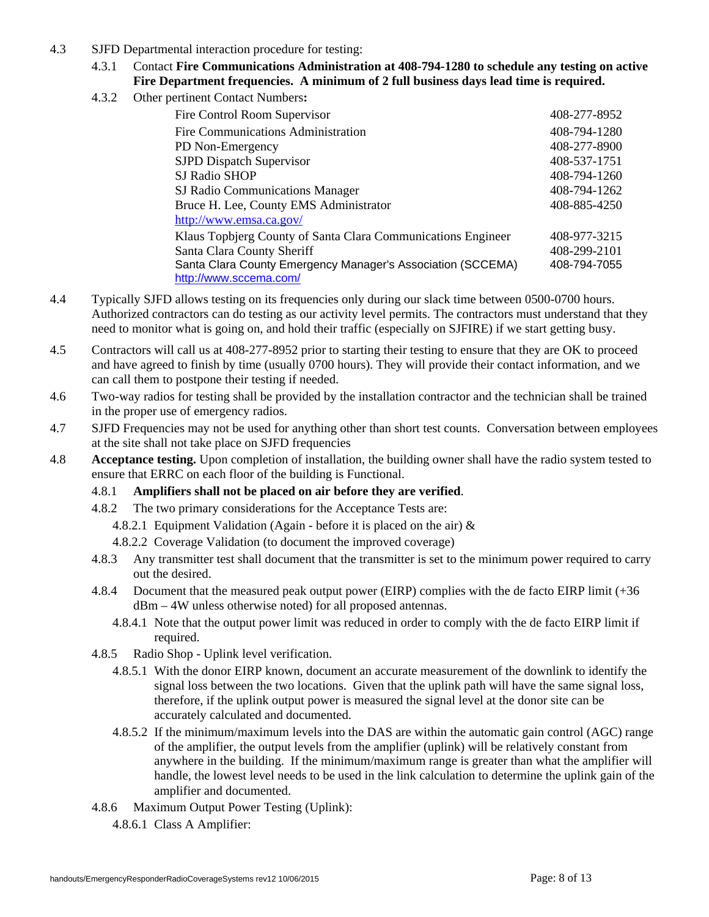4.3 SJFD Departmental interaction procedure for testing:

4.3.1 Contact **Fire Communications Administration at 408-794-1280 to schedule any testing on active Fire Department frequencies. A minimum of 2 full business days lead time is required.**

4.3.2 Other pertinent Contact Numbers**:**

| Contact | Number |
|---|---|
| Fire Control Room Supervisor | 408-277-8952 |
| Fire Communications Administration | 408-794-1280 |
| PD Non-Emergency | 408-277-8900 |
| SJPD Dispatch Supervisor | 408-537-1751 |
| SJ Radio SHOP | 408-794-1260 |
| SJ Radio Communications Manager | 408-794-1262 |
| Bruce H. Lee, County EMS Administrator http://www.emsa.ca.gov/ | 408-885-4250 |
| Klaus Topbjerg County of Santa Clara Communications Engineer | 408-977-3215 |
| Santa Clara County Sheriff | 408-299-2101 |
| Santa Clara County Emergency Manager's Association (SCCEMA) http://www.sccema.com/ | 408-794-7055 |

4.4 Typically SJFD allows testing on its frequencies only during our slack time between 0500-0700 hours. Authorized contractors can do testing as our activity level permits. The contractors must understand that they need to monitor what is going on, and hold their traffic (especially on SJFIRE) if we start getting busy.

4.5 Contractors will call us at 408-277-8952 prior to starting their testing to ensure that they are OK to proceed and have agreed to finish by time (usually 0700 hours). They will provide their contact information, and we can call them to postpone their testing if needed.

4.6 Two-way radios for testing shall be provided by the installation contractor and the technician shall be trained in the proper use of emergency radios.

4.7 SJFD Frequencies may not be used for anything other than short test counts. Conversation between employees at the site shall not take place on SJFD frequencies

4.8 **Acceptance testing.** Upon completion of installation, the building owner shall have the radio system tested to ensure that ERRC on each floor of the building is Functional.

4.8.1 **Amplifiers shall not be placed on air before they are verified**.

4.8.2 The two primary considerations for the Acceptance Tests are:

4.8.2.1 Equipment Validation (Again - before it is placed on the air) &

4.8.2.2 Coverage Validation (to document the improved coverage)

4.8.3 Any transmitter test shall document that the transmitter is set to the minimum power required to carry out the desired.

4.8.4 Document that the measured peak output power (EIRP) complies with the de facto EIRP limit (+36 dBm – 4W unless otherwise noted) for all proposed antennas.

4.8.4.1 Note that the output power limit was reduced in order to comply with the de facto EIRP limit if required.

4.8.5 Radio Shop - Uplink level verification.

4.8.5.1 With the donor EIRP known, document an accurate measurement of the downlink to identify the signal loss between the two locations. Given that the uplink path will have the same signal loss, therefore, if the uplink output power is measured the signal level at the donor site can be accurately calculated and documented.

4.8.5.2 If the minimum/maximum levels into the DAS are within the automatic gain control (AGC) range of the amplifier, the output levels from the amplifier (uplink) will be relatively constant from anywhere in the building. If the minimum/maximum range is greater than what the amplifier will handle, the lowest level needs to be used in the link calculation to determine the uplink gain of the amplifier and documented.

4.8.6 Maximum Output Power Testing (Uplink):

4.8.6.1 Class A Amplifier: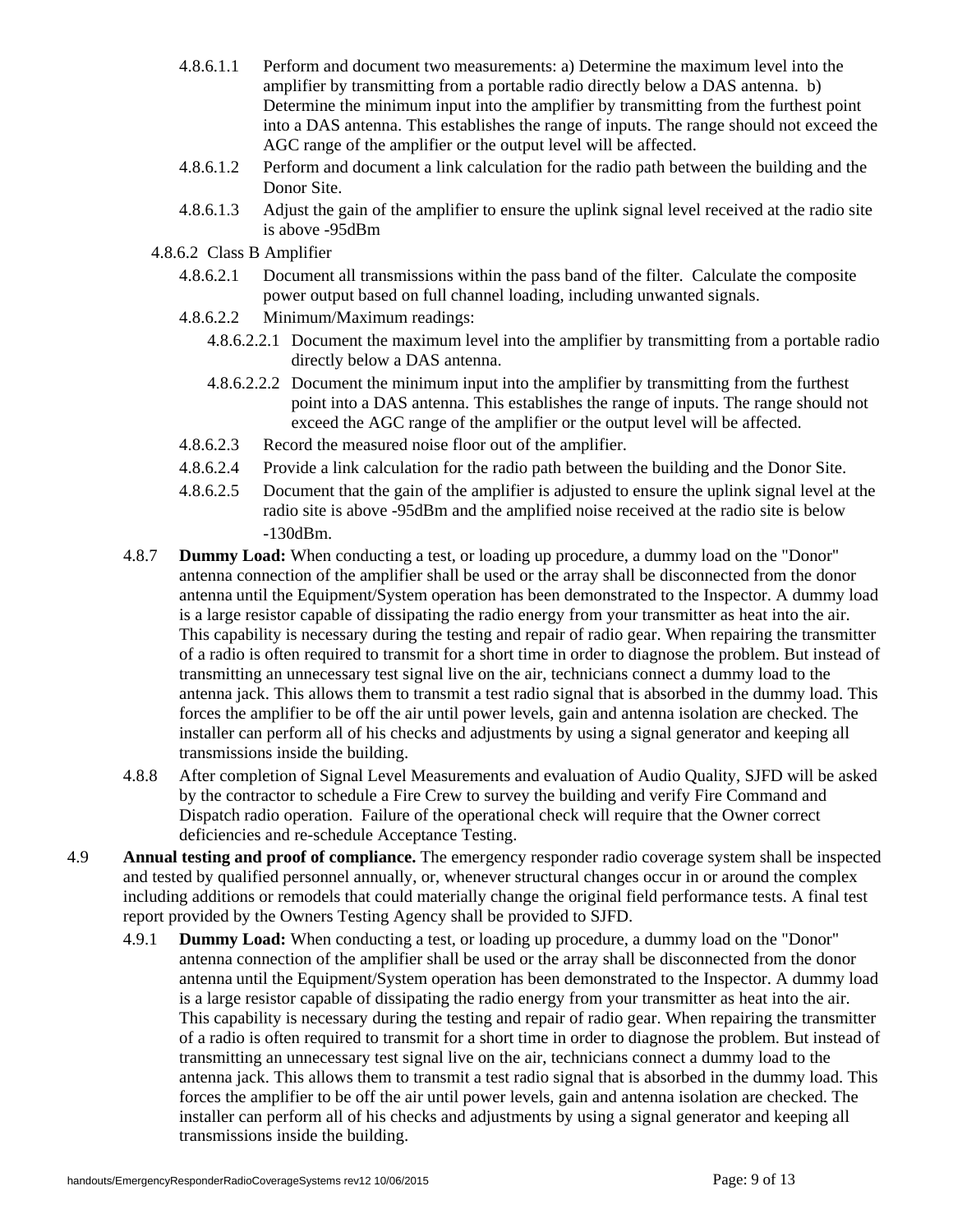4.8.6.1.1 Perform and document two measurements: a) Determine the maximum level into the amplifier by transmitting from a portable radio directly below a DAS antenna. b) Determine the minimum input into the amplifier by transmitting from the furthest point into a DAS antenna. This establishes the range of inputs. The range should not exceed the AGC range of the amplifier or the output level will be affected.

4.8.6.1.2 Perform and document a link calculation for the radio path between the building and the Donor Site.

4.8.6.1.3 Adjust the gain of the amplifier to ensure the uplink signal level received at the radio site is above -95dBm

4.8.6.2 Class B Amplifier

4.8.6.2.1 Document all transmissions within the pass band of the filter. Calculate the composite power output based on full channel loading, including unwanted signals.

4.8.6.2.2 Minimum/Maximum readings:

4.8.6.2.2.1 Document the maximum level into the amplifier by transmitting from a portable radio directly below a DAS antenna.

4.8.6.2.2.2 Document the minimum input into the amplifier by transmitting from the furthest point into a DAS antenna. This establishes the range of inputs. The range should not exceed the AGC range of the amplifier or the output level will be affected.

4.8.6.2.3 Record the measured noise floor out of the amplifier.

4.8.6.2.4 Provide a link calculation for the radio path between the building and the Donor Site.

4.8.6.2.5 Document that the gain of the amplifier is adjusted to ensure the uplink signal level at the radio site is above -95dBm and the amplified noise received at the radio site is below -130dBm.

4.8.7 **Dummy Load:** When conducting a test, or loading up procedure, a dummy load on the "Donor" antenna connection of the amplifier shall be used or the array shall be disconnected from the donor antenna until the Equipment/System operation has been demonstrated to the Inspector. A dummy load is a large resistor capable of dissipating the radio energy from your transmitter as heat into the air. This capability is necessary during the testing and repair of radio gear. When repairing the transmitter of a radio is often required to transmit for a short time in order to diagnose the problem. But instead of transmitting an unnecessary test signal live on the air, technicians connect a dummy load to the antenna jack. This allows them to transmit a test radio signal that is absorbed in the dummy load. This forces the amplifier to be off the air until power levels, gain and antenna isolation are checked. The installer can perform all of his checks and adjustments by using a signal generator and keeping all transmissions inside the building.

4.8.8 After completion of Signal Level Measurements and evaluation of Audio Quality, SJFD will be asked by the contractor to schedule a Fire Crew to survey the building and verify Fire Command and Dispatch radio operation. Failure of the operational check will require that the Owner correct deficiencies and re-schedule Acceptance Testing.

4.9 **Annual testing and proof of compliance.** The emergency responder radio coverage system shall be inspected and tested by qualified personnel annually, or, whenever structural changes occur in or around the complex including additions or remodels that could materially change the original field performance tests. A final test report provided by the Owners Testing Agency shall be provided to SJFD.

4.9.1 **Dummy Load:** When conducting a test, or loading up procedure, a dummy load on the "Donor" antenna connection of the amplifier shall be used or the array shall be disconnected from the donor antenna until the Equipment/System operation has been demonstrated to the Inspector. A dummy load is a large resistor capable of dissipating the radio energy from your transmitter as heat into the air. This capability is necessary during the testing and repair of radio gear. When repairing the transmitter of a radio is often required to transmit for a short time in order to diagnose the problem. But instead of transmitting an unnecessary test signal live on the air, technicians connect a dummy load to the antenna jack. This allows them to transmit a test radio signal that is absorbed in the dummy load. This forces the amplifier to be off the air until power levels, gain and antenna isolation are checked. The installer can perform all of his checks and adjustments by using a signal generator and keeping all transmissions inside the building.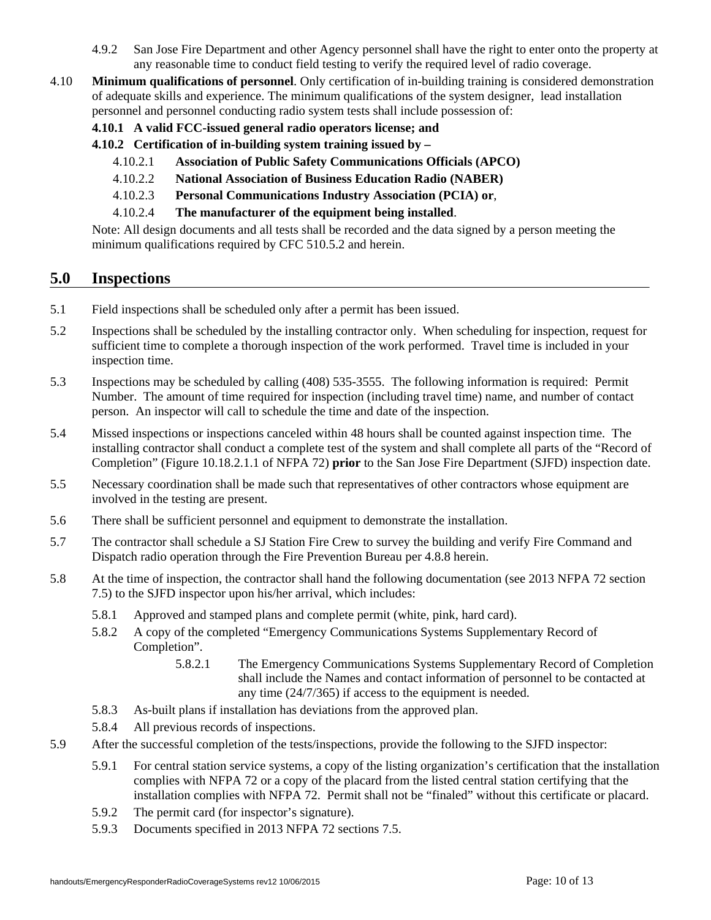4.9.2 San Jose Fire Department and other Agency personnel shall have the right to enter onto the property at any reasonable time to conduct field testing to verify the required level of radio coverage.

4.10 **Minimum qualifications of personnel**. Only certification of in-building training is considered demonstration of adequate skills and experience. The minimum qualifications of the system designer, lead installation personnel and personnel conducting radio system tests shall include possession of:

**4.10.1 A valid FCC-issued general radio operators license; and**

**4.10.2 Certification of in-building system training issued by –**

4.10.2.1 **Association of Public Safety Communications Officials (APCO)**

4.10.2.2 **National Association of Business Education Radio (NABER)**

4.10.2.3 **Personal Communications Industry Association (PCIA) or**,

4.10.2.4 **The manufacturer of the equipment being installed**.

Note: All design documents and all tests shall be recorded and the data signed by a person meeting the minimum qualifications required by CFC 510.5.2 and herein.

## 5.0 Inspections

5.1 Field inspections shall be scheduled only after a permit has been issued.

5.2 Inspections shall be scheduled by the installing contractor only. When scheduling for inspection, request for sufficient time to complete a thorough inspection of the work performed. Travel time is included in your inspection time.

5.3 Inspections may be scheduled by calling (408) 535-3555. The following information is required: Permit Number. The amount of time required for inspection (including travel time) name, and number of contact person. An inspector will call to schedule the time and date of the inspection.

5.4 Missed inspections or inspections canceled within 48 hours shall be counted against inspection time. The installing contractor shall conduct a complete test of the system and shall complete all parts of the "Record of Completion" (Figure 10.18.2.1.1 of NFPA 72) **prior** to the San Jose Fire Department (SJFD) inspection date.

5.5 Necessary coordination shall be made such that representatives of other contractors whose equipment are involved in the testing are present.

5.6 There shall be sufficient personnel and equipment to demonstrate the installation.

5.7 The contractor shall schedule a SJ Station Fire Crew to survey the building and verify Fire Command and Dispatch radio operation through the Fire Prevention Bureau per 4.8.8 herein.

5.8 At the time of inspection, the contractor shall hand the following documentation (see 2013 NFPA 72 section 7.5) to the SJFD inspector upon his/her arrival, which includes:

5.8.1 Approved and stamped plans and complete permit (white, pink, hard card).

5.8.2 A copy of the completed "Emergency Communications Systems Supplementary Record of Completion".

5.8.2.1 The Emergency Communications Systems Supplementary Record of Completion shall include the Names and contact information of personnel to be contacted at any time (24/7/365) if access to the equipment is needed.

5.8.3 As-built plans if installation has deviations from the approved plan.

5.8.4 All previous records of inspections.

5.9 After the successful completion of the tests/inspections, provide the following to the SJFD inspector:

5.9.1 For central station service systems, a copy of the listing organization's certification that the installation complies with NFPA 72 or a copy of the placard from the listed central station certifying that the installation complies with NFPA 72. Permit shall not be "finaled" without this certificate or placard.

5.9.2 The permit card (for inspector's signature).

5.9.3 Documents specified in 2013 NFPA 72 sections 7.5.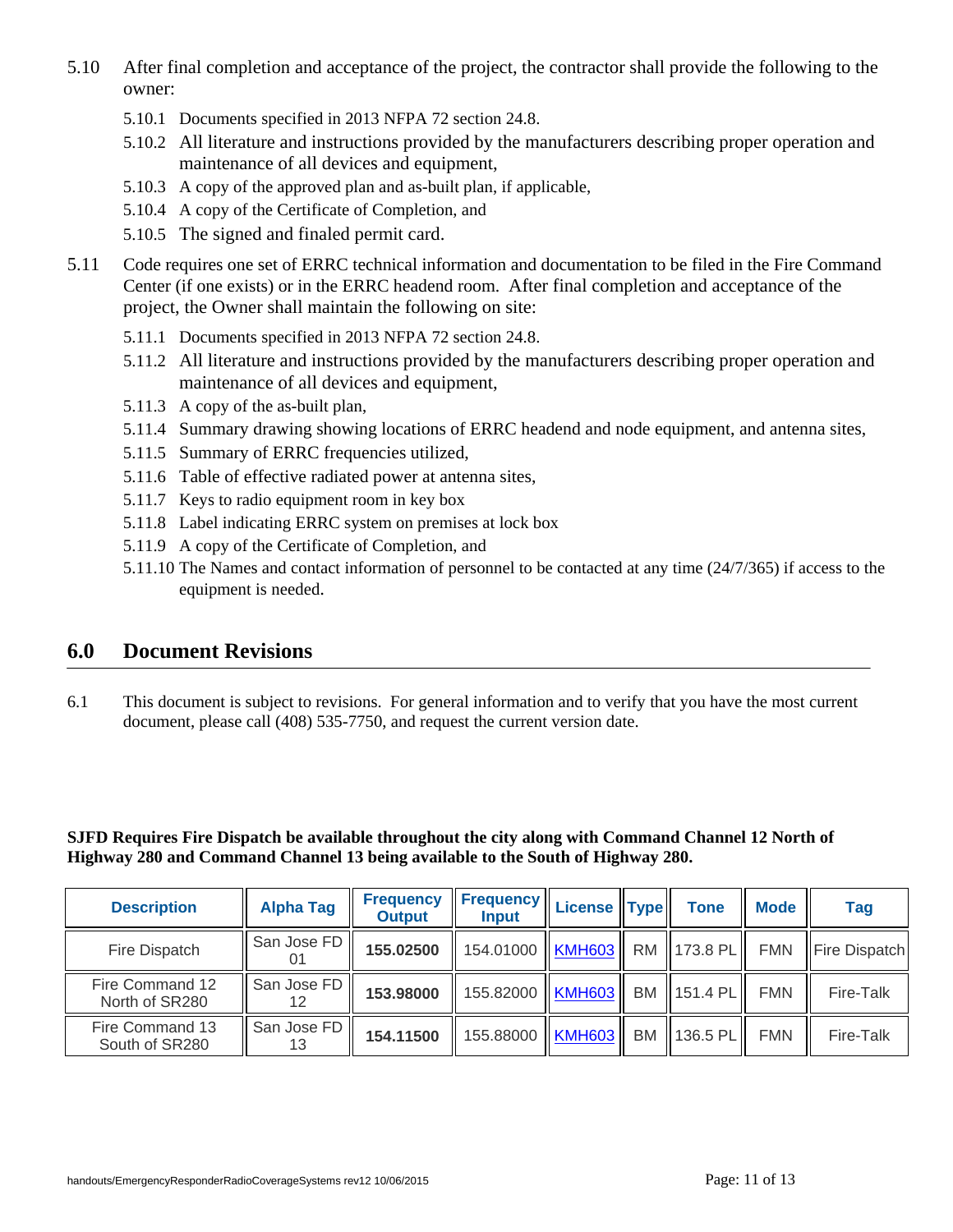5.10 After final completion and acceptance of the project, the contractor shall provide the following to the owner:

- 5.10.1 Documents specified in 2013 NFPA 72 section 24.8.
- 5.10.2 All literature and instructions provided by the manufacturers describing proper operation and maintenance of all devices and equipment,
- 5.10.3 A copy of the approved plan and as-built plan, if applicable,
- 5.10.4 A copy of the Certificate of Completion, and
- 5.10.5 The signed and finaled permit card.

5.11 Code requires one set of ERRC technical information and documentation to be filed in the Fire Command Center (if one exists) or in the ERRC headend room. After final completion and acceptance of the project, the Owner shall maintain the following on site:

- 5.11.1 Documents specified in 2013 NFPA 72 section 24.8.
- 5.11.2 All literature and instructions provided by the manufacturers describing proper operation and maintenance of all devices and equipment,
- 5.11.3 A copy of the as-built plan,
- 5.11.4 Summary drawing showing locations of ERRC headend and node equipment, and antenna sites,
- 5.11.5 Summary of ERRC frequencies utilized,
- 5.11.6 Table of effective radiated power at antenna sites,
- 5.11.7 Keys to radio equipment room in key box
- 5.11.8 Label indicating ERRC system on premises at lock box
- 5.11.9 A copy of the Certificate of Completion, and
- 5.11.10 The Names and contact information of personnel to be contacted at any time (24/7/365) if access to the equipment is needed.

## 6.0 Document Revisions

6.1 This document is subject to revisions. For general information and to verify that you have the most current document, please call (408) 535-7750, and request the current version date.

**SJFD Requires Fire Dispatch be available throughout the city along with Command Channel 12 North of Highway 280 and Command Channel 13 being available to the South of Highway 280.**

| Description | Alpha Tag | Frequency Output | Frequency Input | License | Type | Tone | Mode | Tag |
|---|---|---|---|---|---|---|---|---|
| Fire Dispatch | San Jose FD 01 | **155.02500** | 154.01000 | KMH603 | RM | 173.8 PL | FMN | Fire Dispatch |
| Fire Command 12 North of SR280 | San Jose FD 12 | **153.98000** | 155.82000 | KMH603 | BM | 151.4 PL | FMN | Fire-Talk |
| Fire Command 13 South of SR280 | San Jose FD 13 | **154.11500** | 155.88000 | KMH603 | BM | 136.5 PL | FMN | Fire-Talk |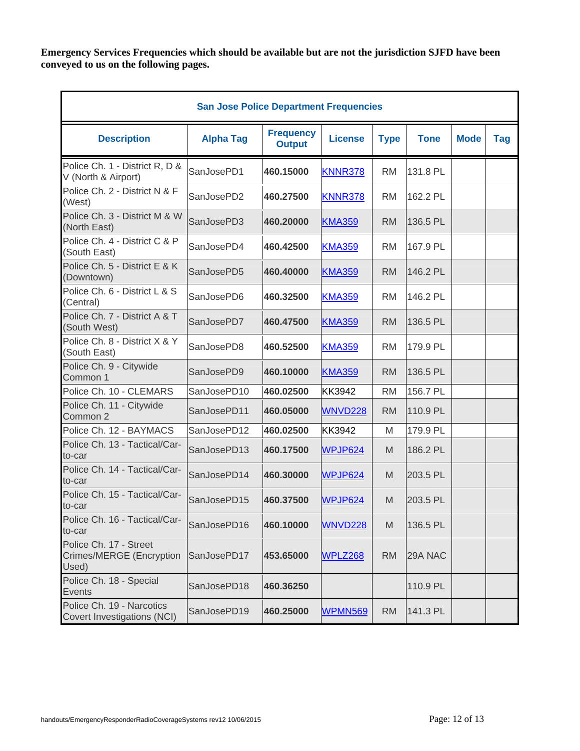**Emergency Services Frequencies which should be available but are not the jurisdiction SJFD have been conveyed to us on the following pages.**

| San Jose Police Department Frequencies | | | | | | | |
|---|---|---|---|---|---|---|---|
| **Description** | **Alpha Tag** | **Frequency Output** | **License** | **Type** | **Tone** | **Mode** | **Tag** |
| Police Ch. 1 - District R, D & V (North & Airport) | SanJosePD1 | **460.15000** | KNNR378 | RM | 131.8 PL | | |
| Police Ch. 2 - District N & F (West) | SanJosePD2 | **460.27500** | KNNR378 | RM | 162.2 PL | | |
| Police Ch. 3 - District M & W (North East) | SanJosePD3 | **460.20000** | KMA359 | RM | 136.5 PL | | |
| Police Ch. 4 - District C & P (South East) | SanJosePD4 | **460.42500** | KMA359 | RM | 167.9 PL | | |
| Police Ch. 5 - District E & K (Downtown) | SanJosePD5 | **460.40000** | KMA359 | RM | 146.2 PL | | |
| Police Ch. 6 - District L & S (Central) | SanJosePD6 | **460.32500** | KMA359 | RM | 146.2 PL | | |
| Police Ch. 7 - District A & T (South West) | SanJosePD7 | **460.47500** | KMA359 | RM | 136.5 PL | | |
| Police Ch. 8 - District X & Y (South East) | SanJosePD8 | **460.52500** | KMA359 | RM | 179.9 PL | | |
| Police Ch. 9 - Citywide Common 1 | SanJosePD9 | **460.10000** | KMA359 | RM | 136.5 PL | | |
| Police Ch. 10 - CLEMARS | SanJosePD10 | **460.02500** | KK3942 | RM | 156.7 PL | | |
| Police Ch. 11 - Citywide Common 2 | SanJosePD11 | **460.05000** | WNVD228 | RM | 110.9 PL | | |
| Police Ch. 12 - BAYMACS | SanJosePD12 | **460.02500** | KK3942 | M | 179.9 PL | | |
| Police Ch. 13 - Tactical/Car-to-car | SanJosePD13 | **460.17500** | WPJP624 | M | 186.2 PL | | |
| Police Ch. 14 - Tactical/Car-to-car | SanJosePD14 | **460.30000** | WPJP624 | M | 203.5 PL | | |
| Police Ch. 15 - Tactical/Car-to-car | SanJosePD15 | **460.37500** | WPJP624 | M | 203.5 PL | | |
| Police Ch. 16 - Tactical/Car-to-car | SanJosePD16 | **460.10000** | WNVD228 | M | 136.5 PL | | |
| Police Ch. 17 - Street Crimes/MERGE (Encryption Used) | SanJosePD17 | **453.65000** | WPLZ268 | RM | 29A NAC | | |
| Police Ch. 18 - Special Events | SanJosePD18 | **460.36250** | | | 110.9 PL | | |
| Police Ch. 19 - Narcotics Covert Investigations (NCI) | SanJosePD19 | **460.25000** | WPMN569 | RM | 141.3 PL | | |

handouts/EmergencyResponderRadioCoverageSystems rev12 10/06/2015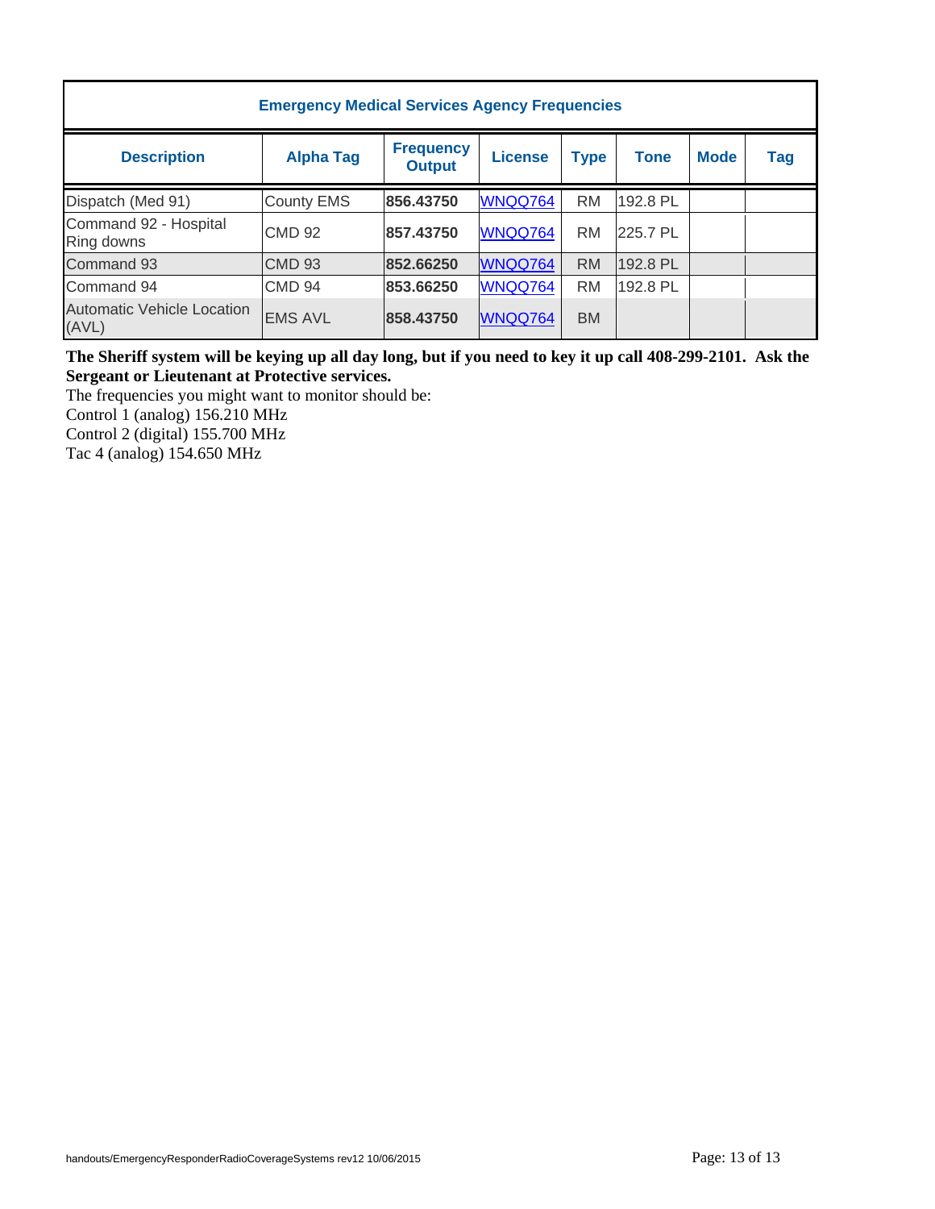| Emergency Medical Services Agency Frequencies | | | | | | | |
|---|---|---|---|---|---|---|---|
| **Description** | **Alpha Tag** | **Frequency Output** | **License** | **Type** | **Tone** | **Mode** | **Tag** |
| Dispatch (Med 91) | County EMS | **856.43750** | WNQQ764 | RM | 192.8 PL | | |
| Command 92 - Hospital Ring downs | CMD 92 | **857.43750** | WNQQ764 | RM | 225.7 PL | | |
| Command 93 | CMD 93 | **852.66250** | WNQQ764 | RM | 192.8 PL | | |
| Command 94 | CMD 94 | **853.66250** | WNQQ764 | RM | 192.8 PL | | |
| Automatic Vehicle Location (AVL) | EMS AVL | **858.43750** | WNQQ764 | BM | | | |

**The Sheriff system will be keying up all day long, but if you need to key it up call 408-299-2101. Ask the Sergeant or Lieutenant at Protective services.**

The frequencies you might want to monitor should be:
Control 1 (analog) 156.210 MHz
Control 2 (digital) 155.700 MHz
Tac 4 (analog) 154.650 MHz